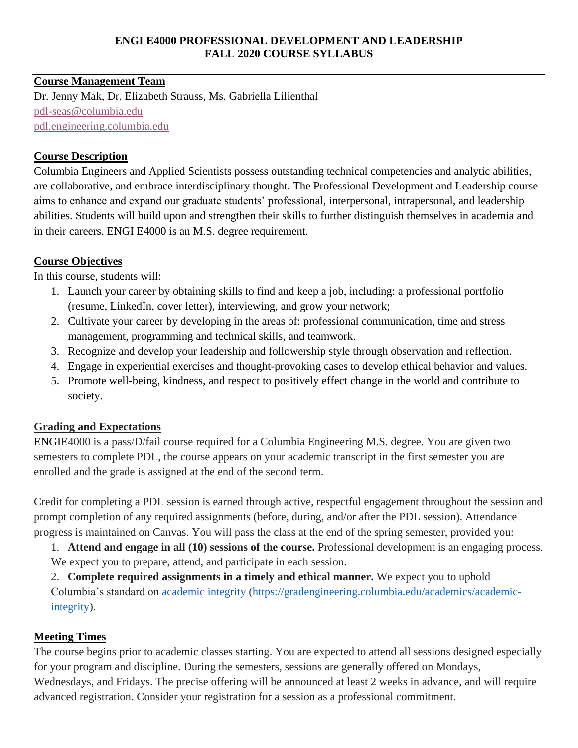# ENGI E4000 PROFESSIONAL DEVELOPMENT AND LEADERSHIP
# FALL 2020 COURSE SYLLABUS

## Course Management Team

Dr. Jenny Mak, Dr. Elizabeth Strauss, Ms. Gabriella Lilienthal
pdl-seas@columbia.edu
pdl.engineering.columbia.edu

## Course Description

Columbia Engineers and Applied Scientists possess outstanding technical competencies and analytic abilities, are collaborative, and embrace interdisciplinary thought. The Professional Development and Leadership course aims to enhance and expand our graduate students' professional, interpersonal, intrapersonal, and leadership abilities. Students will build upon and strengthen their skills to further distinguish themselves in academia and in their careers. ENGI E4000 is an M.S. degree requirement.

## Course Objectives

In this course, students will:

1. Launch your career by obtaining skills to find and keep a job, including: a professional portfolio (resume, LinkedIn, cover letter), interviewing, and grow your network;
2. Cultivate your career by developing in the areas of: professional communication, time and stress management, programming and technical skills, and teamwork.
3. Recognize and develop your leadership and followership style through observation and reflection.
4. Engage in experiential exercises and thought-provoking cases to develop ethical behavior and values.
5. Promote well-being, kindness, and respect to positively effect change in the world and contribute to society.

## Grading and Expectations

ENGIE4000 is a pass/D/fail course required for a Columbia Engineering M.S. degree. You are given two semesters to complete PDL, the course appears on your academic transcript in the first semester you are enrolled and the grade is assigned at the end of the second term.

Credit for completing a PDL session is earned through active, respectful engagement throughout the session and prompt completion of any required assignments (before, during, and/or after the PDL session). Attendance progress is maintained on Canvas. You will pass the class at the end of the spring semester, provided you:

1. **Attend and engage in all (10) sessions of the course.** Professional development is an engaging process. We expect you to prepare, attend, and participate in each session.
2. **Complete required assignments in a timely and ethical manner.** We expect you to uphold Columbia's standard on academic integrity (https://gradengineering.columbia.edu/academics/academic-integrity).

## Meeting Times

The course begins prior to academic classes starting. You are expected to attend all sessions designed especially for your program and discipline. During the semesters, sessions are generally offered on Mondays, Wednesdays, and Fridays. The precise offering will be announced at least 2 weeks in advance, and will require advanced registration. Consider your registration for a session as a professional commitment.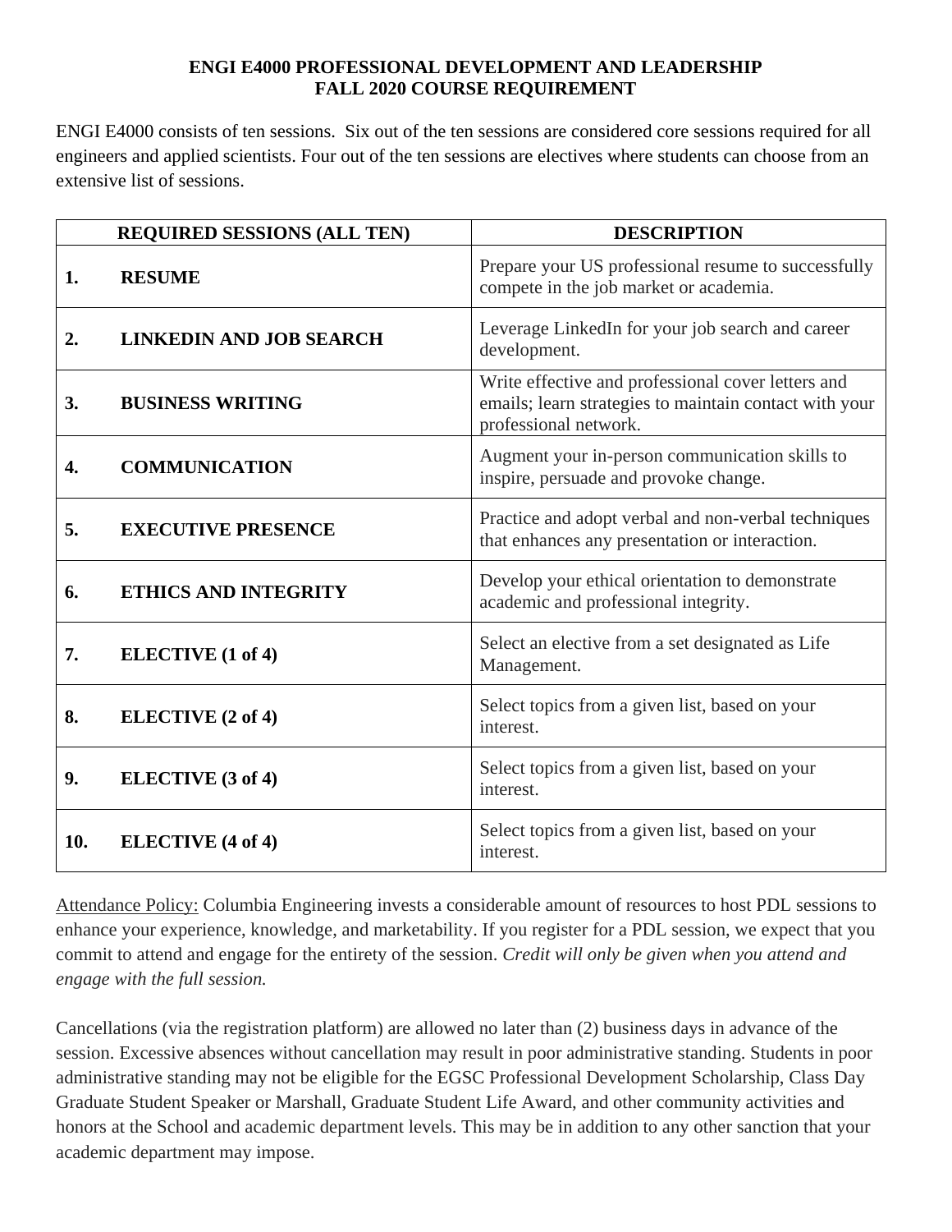**ENGI E4000 PROFESSIONAL DEVELOPMENT AND LEADERSHIP**
**FALL 2020 COURSE REQUIREMENT**

ENGI E4000 consists of ten sessions. Six out of the ten sessions are considered core sessions required for all engineers and applied scientists. Four out of the ten sessions are electives where students can choose from an extensive list of sessions.

| REQUIRED SESSIONS (ALL TEN) | DESCRIPTION |
|---|---|
| **1. RESUME** | Prepare your US professional resume to successfully compete in the job market or academia. |
| **2. LINKEDIN AND JOB SEARCH** | Leverage LinkedIn for your job search and career development. |
| **3. BUSINESS WRITING** | Write effective and professional cover letters and emails; learn strategies to maintain contact with your professional network. |
| **4. COMMUNICATION** | Augment your in-person communication skills to inspire, persuade and provoke change. |
| **5. EXECUTIVE PRESENCE** | Practice and adopt verbal and non-verbal techniques that enhances any presentation or interaction. |
| **6. ETHICS AND INTEGRITY** | Develop your ethical orientation to demonstrate academic and professional integrity. |
| **7. ELECTIVE (1 of 4)** | Select an elective from a set designated as Life Management. |
| **8. ELECTIVE (2 of 4)** | Select topics from a given list, based on your interest. |
| **9. ELECTIVE (3 of 4)** | Select topics from a given list, based on your interest. |
| **10. ELECTIVE (4 of 4)** | Select topics from a given list, based on your interest. |

Attendance Policy: Columbia Engineering invests a considerable amount of resources to host PDL sessions to enhance your experience, knowledge, and marketability. If you register for a PDL session, we expect that you commit to attend and engage for the entirety of the session. *Credit will only be given when you attend and engage with the full session.*

Cancellations (via the registration platform) are allowed no later than (2) business days in advance of the session. Excessive absences without cancellation may result in poor administrative standing. Students in poor administrative standing may not be eligible for the EGSC Professional Development Scholarship, Class Day Graduate Student Speaker or Marshall, Graduate Student Life Award, and other community activities and honors at the School and academic department levels. This may be in addition to any other sanction that your academic department may impose.